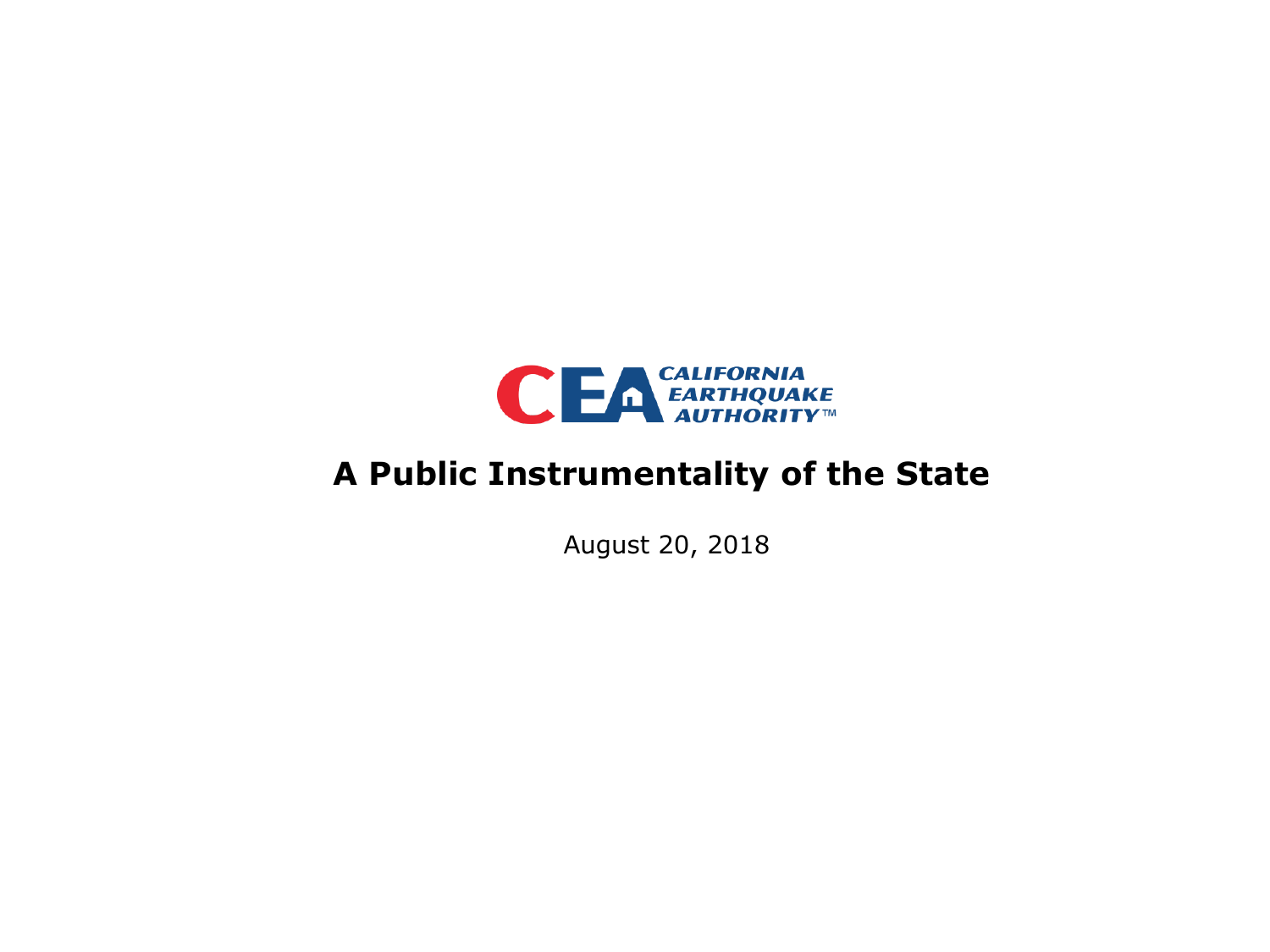CALIFORNIA EARTHQUAKE AUTHORITY™

# A Public Instrumentality of the State

August 20, 2018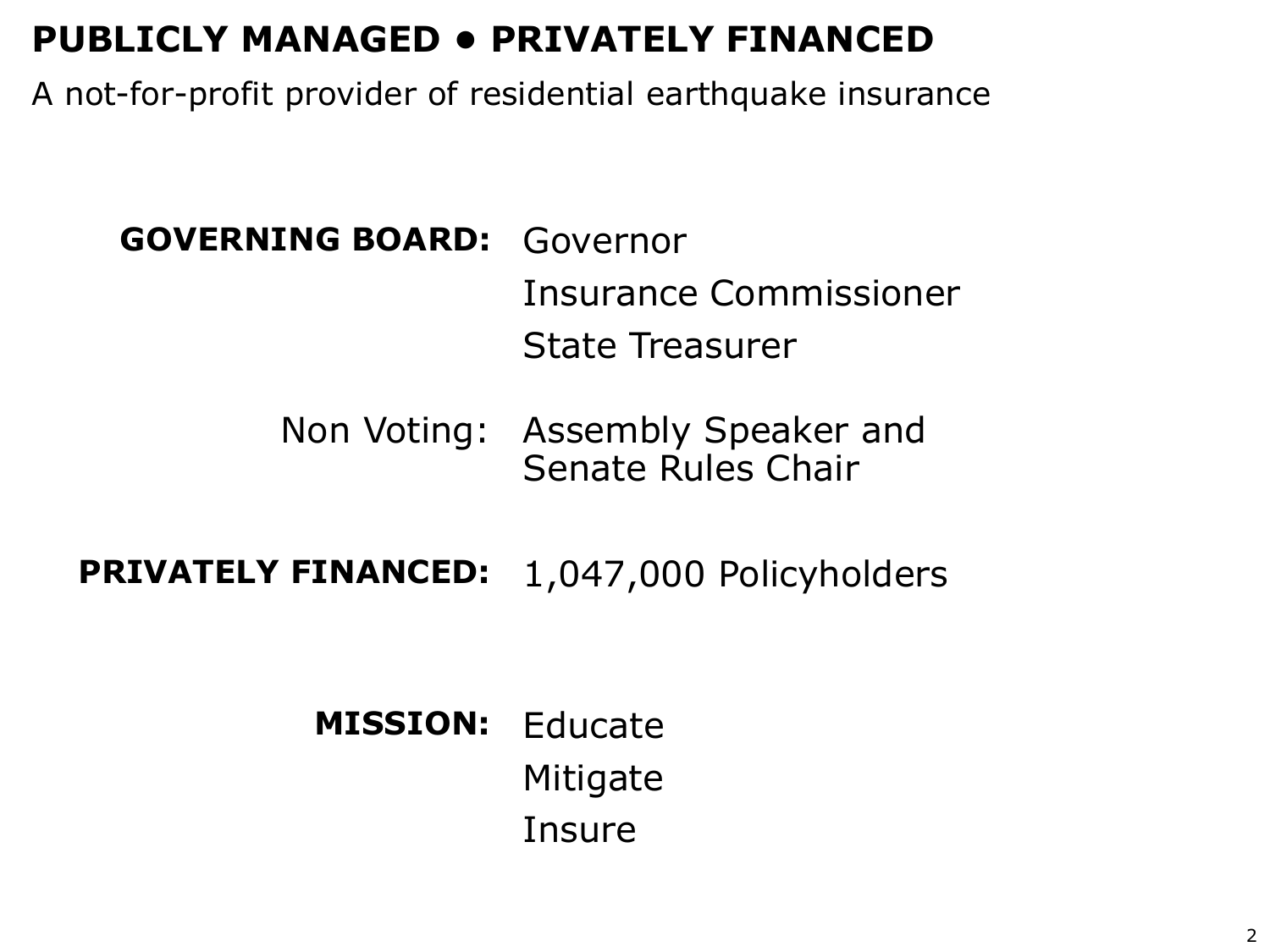# PUBLICLY MANAGED • PRIVATELY FINANCED

A not-for-profit provider of residential earthquake insurance

**GOVERNING BOARD:**
- Governor
- Insurance Commissioner
- State Treasurer

Non Voting: Assembly Speaker and Senate Rules Chair

**PRIVATELY FINANCED:** 1,047,000 Policyholders

**MISSION:**
- Educate
- Mitigate
- Insure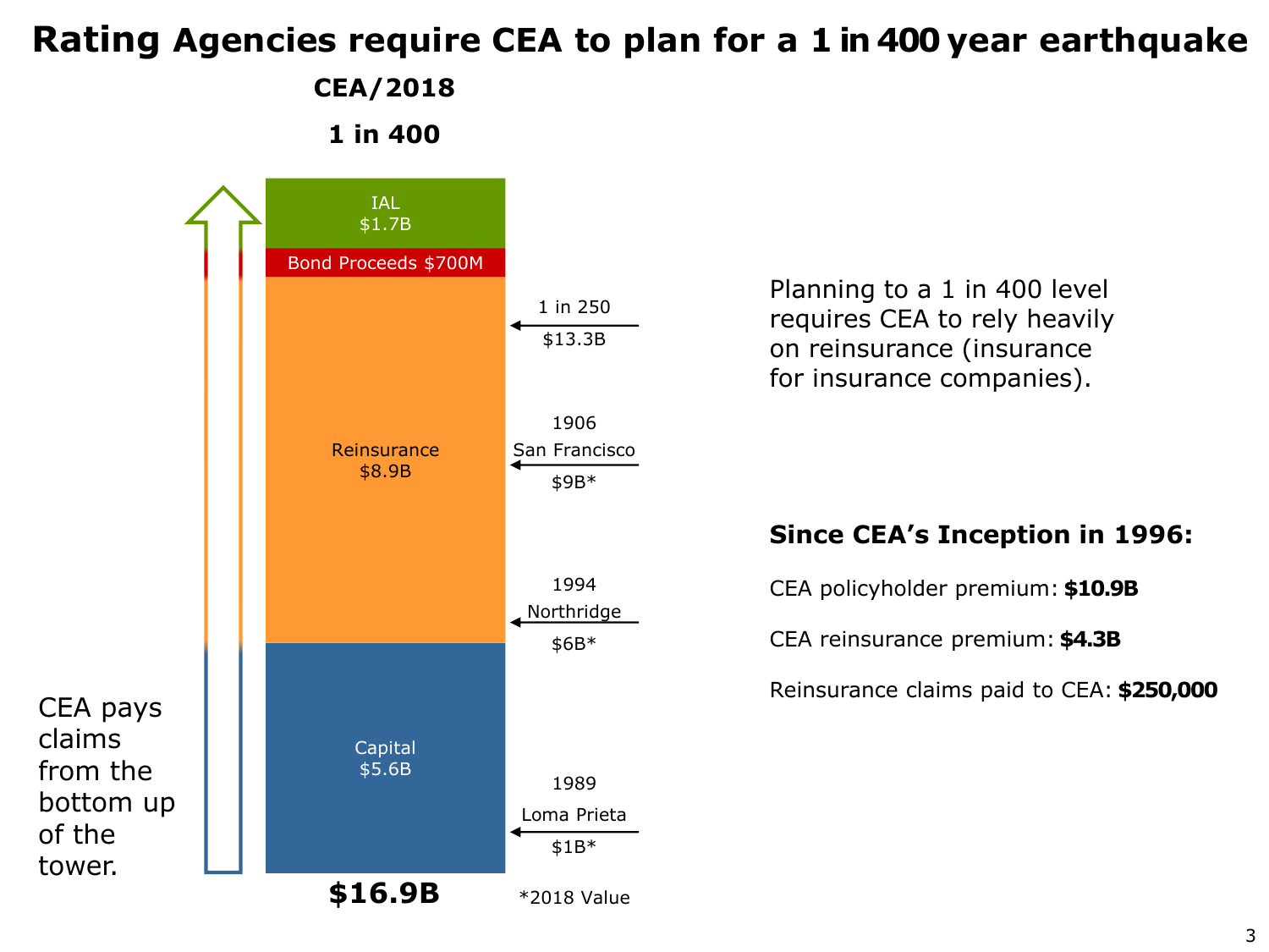# Rating Agencies require CEA to plan for a 1 in 400 year earthquake

**CEA/2018**

**1 in 400**

| Layer | Amount |
|---|---|
| IAL | $1.7B |
| Bond Proceeds | $700M |
| Reinsurance | $8.9B |
| Capital | $5.6B |
| **Total** | **$16.9B** |

- 1 in 250 — $13.3B
- 1906 San Francisco — $9B*
- 1994 Northridge — $6B*
- 1989 Loma Prieta — $1B*

*2018 Value

CEA pays claims from the bottom up of the tower.

Planning to a 1 in 400 level requires CEA to rely heavily on reinsurance (insurance for insurance companies).

**Since CEA's Inception in 1996:**

CEA policyholder premium: **$10.9B**

CEA reinsurance premium: **$4.3B**

Reinsurance claims paid to CEA: **$250,000**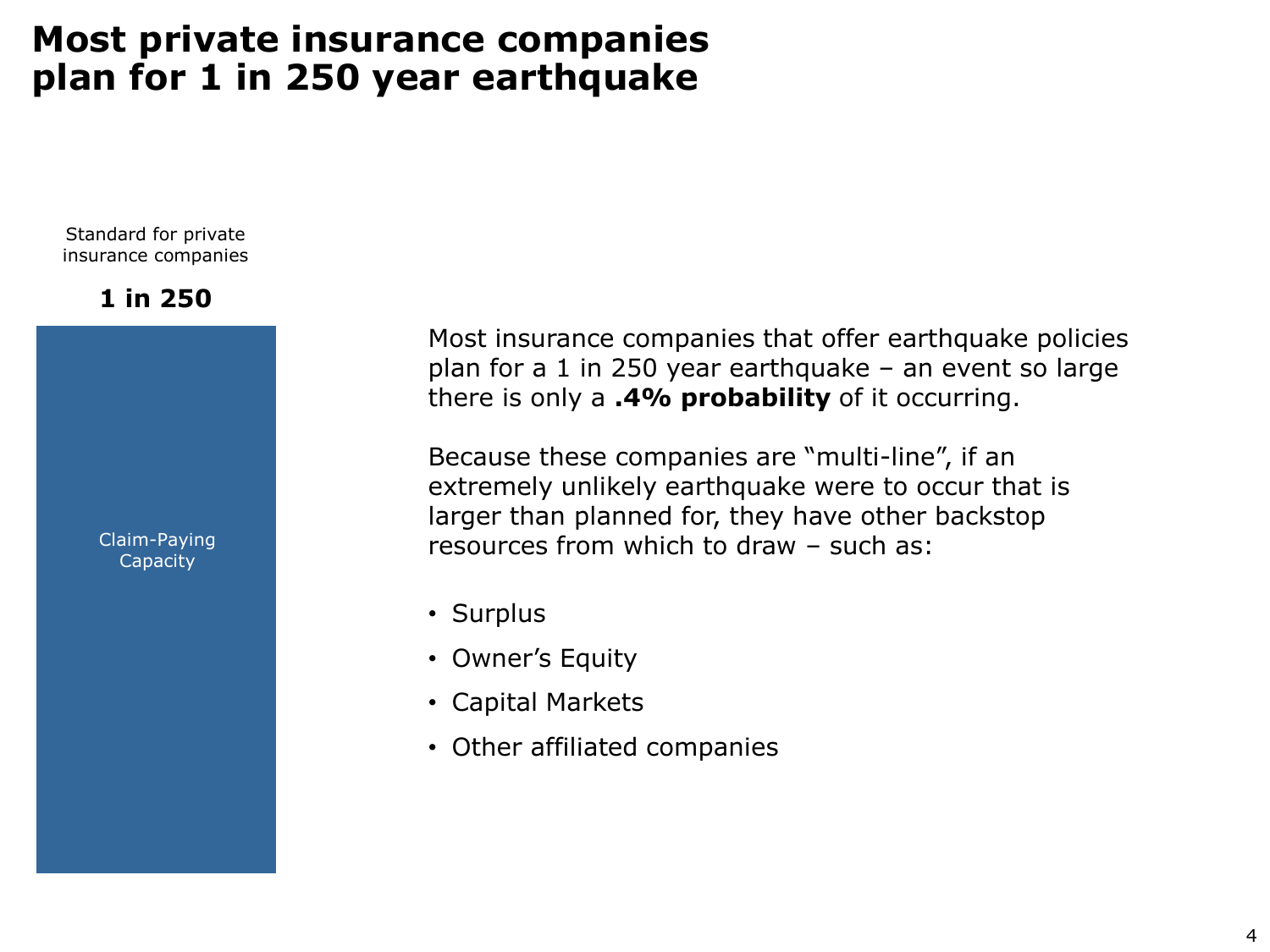# Most private insurance companies plan for 1 in 250 year earthquake

Standard for private insurance companies

**1 in 250**

Claim-Paying Capacity

Most insurance companies that offer earthquake policies plan for a 1 in 250 year earthquake – an event so large there is only a **.4% probability** of it occurring.

Because these companies are "multi-line", if an extremely unlikely earthquake were to occur that is larger than planned for, they have other backstop resources from which to draw – such as:

- Surplus
- Owner's Equity
- Capital Markets
- Other affiliated companies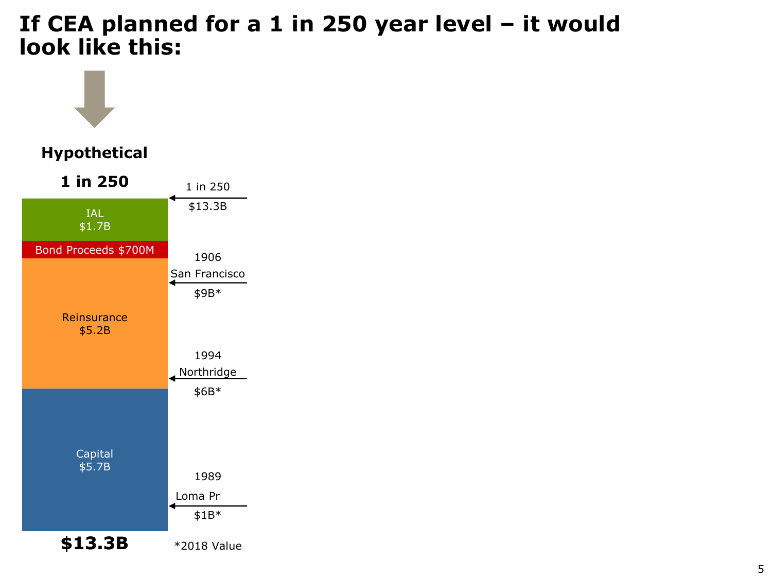# If CEA planned for a 1 in 250 year level – it would look like this:

**Hypothetical**

**1 in 250**

| Layer | Amount |
| --- | --- |
| IAL | $1.7B |
| Bond Proceeds | $700M |
| Reinsurance | $5.2B |
| Capital | $5.7B |
| **Total** | **$13.3B** |

| Event | Value |
| --- | --- |
| 1 in 250 | $13.3B |
| 1906 San Francisco | $9B* |
| 1994 Northridge | $6B* |
| 1989 Loma Pr | $1B* |

*2018 Value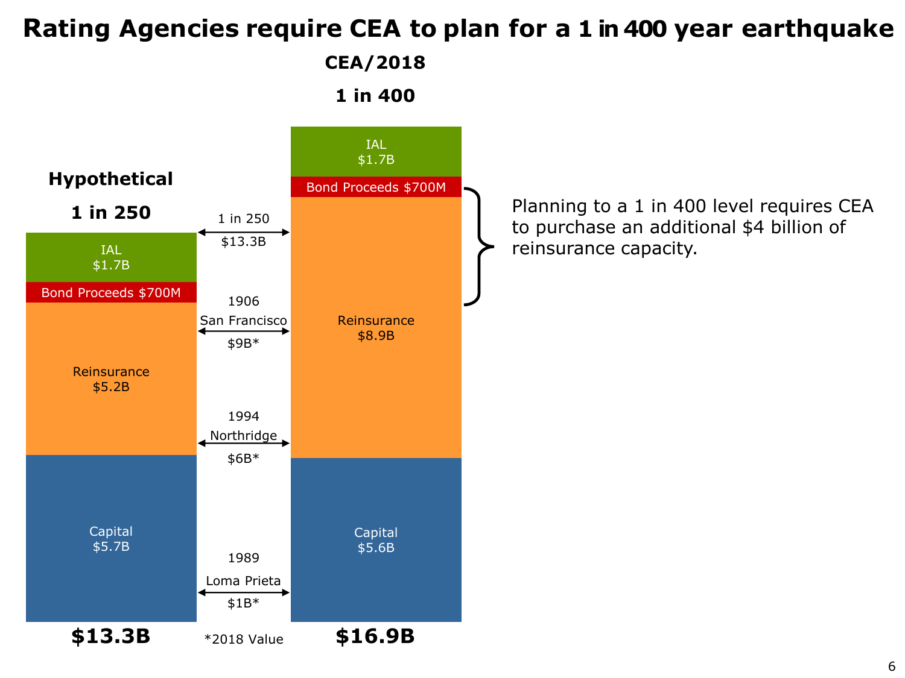# Rating Agencies require CEA to plan for a 1 in 400 year earthquake

| | Hypothetical 1 in 250 | CEA/2018 1 in 400 |
| --- | --- | --- |
| IAL | $1.7B | $1.7B |
| Bond Proceeds | $700M | $700M |
| Reinsurance | $5.2B | $8.9B |
| Capital | $5.7B | $5.6B |
| **Total** | **$13.3B** | **$16.9B** |

Reference loss levels:

- 1 in 250: $13.3B
- 1906 San Francisco: $9B*
- 1994 Northridge: $6B*
- 1989 Loma Prieta: $1B*

*2018 Value

Planning to a 1 in 400 level requires CEA to purchase an additional $4 billion of reinsurance capacity.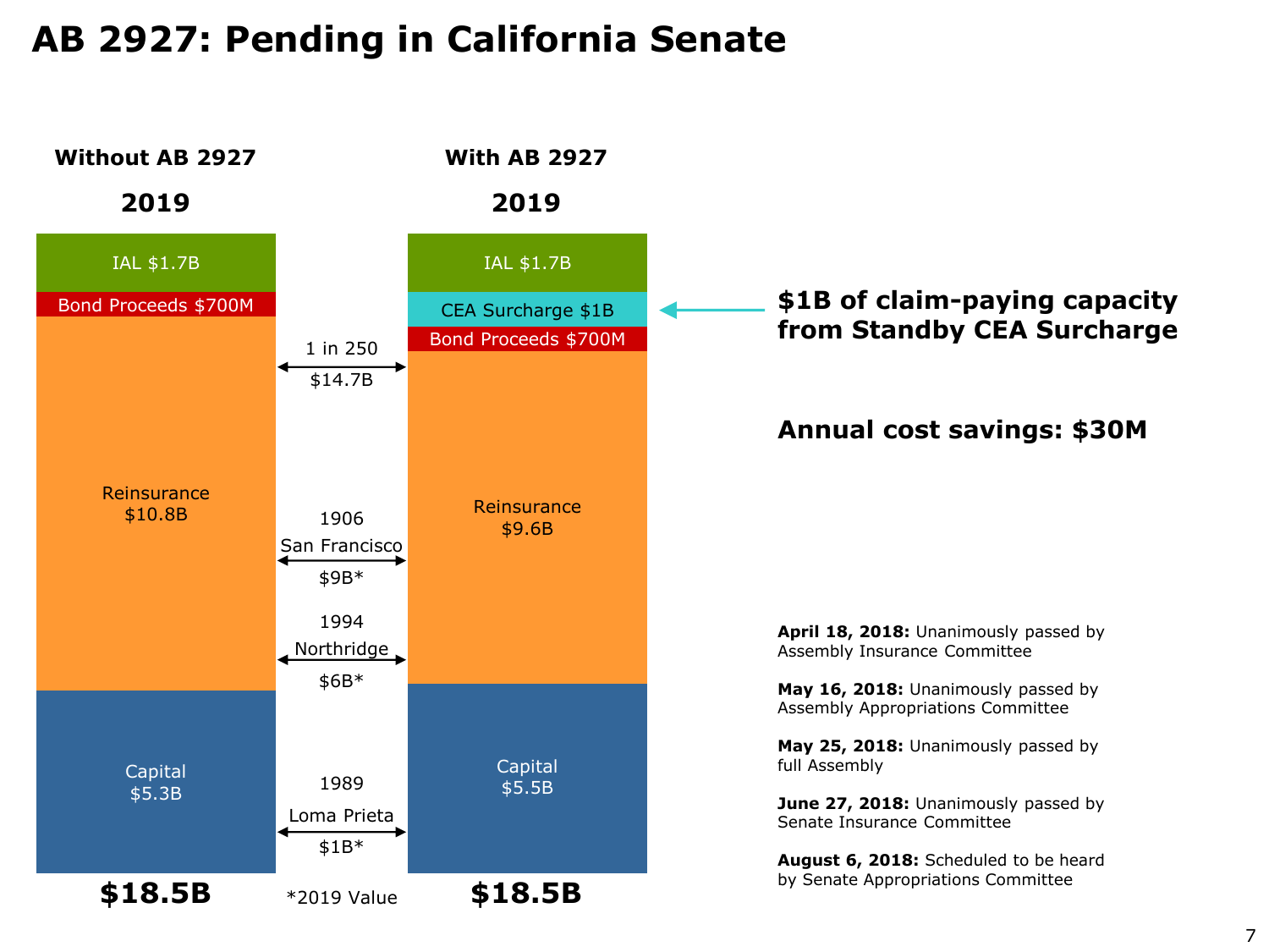# AB 2927: Pending in California Senate

| Without AB 2927 2019 | | With AB 2927 2019 |
| --- | --- | --- |
| IAL $1.7B | | IAL $1.7B |
| | | CEA Surcharge $1B |
| Bond Proceeds $700M | | Bond Proceeds $700M |
| Reinsurance $10.8B | | Reinsurance $9.6B |
| Capital $5.3B | | Capital $5.5B |
| **$18.5B** | | **$18.5B** |

Event benchmarks (shown between the two bars):

- 1 in 250: $14.7B
- 1906 San Francisco: $9B*
- 1994 Northridge: $6B*
- 1989 Loma Prieta: $1B*

*2019 Value

**$1B of claim-paying capacity from Standby CEA Surcharge**

**Annual cost savings: $30M**

**April 18, 2018:** Unanimously passed by Assembly Insurance Committee

**May 16, 2018:** Unanimously passed by Assembly Appropriations Committee

**May 25, 2018:** Unanimously passed by full Assembly

**June 27, 2018:** Unanimously passed by Senate Insurance Committee

**August 6, 2018:** Scheduled to be heard by Senate Appropriations Committee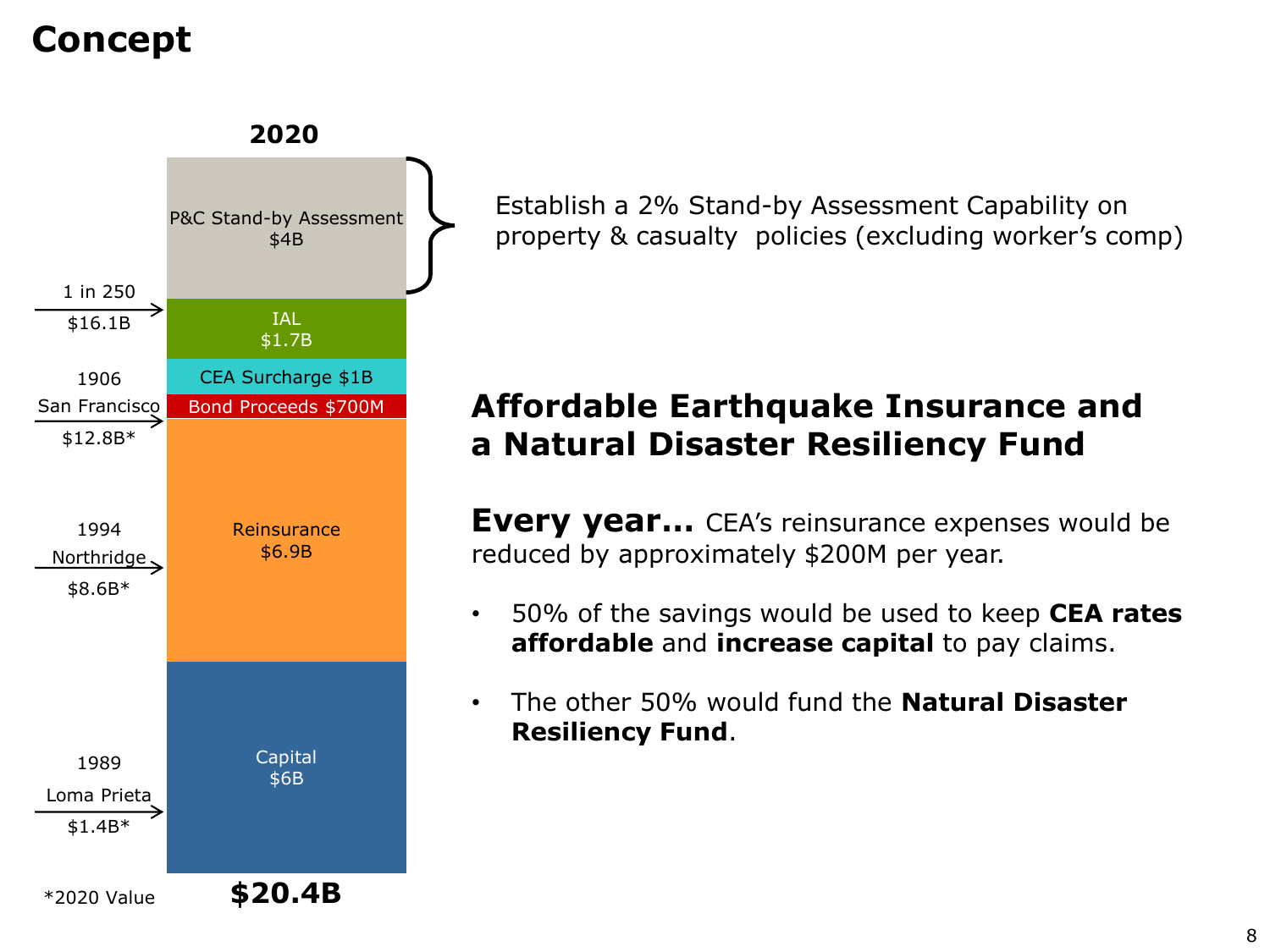# Concept

2020

P&C Stand-by Assessment $4B

IAL $1.7B

CEA Surcharge $1B

Bond Proceeds $700M

Reinsurance $6.9B

Capital $6B

$20.4B

1 in 250 $16.1B

1906 San Francisco $12.8B*

1994 Northridge $8.6B*

1989 Loma Prieta $1.4B*

*2020 Value

Establish a 2% Stand-by Assessment Capability on property & casualty policies (excluding worker's comp)

## Affordable Earthquake Insurance and a Natural Disaster Resiliency Fund

**Every year…** CEA's reinsurance expenses would be reduced by approximately $200M per year.

- 50% of the savings would be used to keep **CEA rates affordable** and **increase capital** to pay claims.
- The other 50% would fund the **Natural Disaster Resiliency Fund**.